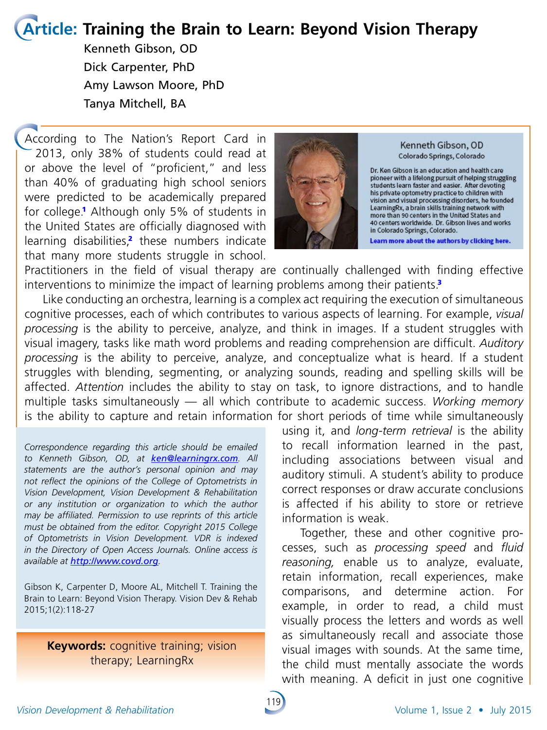# Article: Training the Brain to Learn: Beyond Vision Therapy

Kenneth Gibson, OD

Dick Carpenter, PhD

Amy Lawson Moore, PhD

Tanya Mitchell, BA

**Kenneth Gibson, OD**
Colorado Springs, Colorado

Dr. Ken Gibson is an education and health care pioneer with a lifelong pursuit of helping struggling students learn faster and easier. After devoting his private optometry practice to children with vision and visual processing disorders, he founded LearningRx, a brain skills training network with more than 90 centers in the United States and 40 centers worldwide. Dr. Gibson lives and works in Colorado Springs, Colorado.

Learn more about the authors by clicking here.

According to The Nation's Report Card in 2013, only 38% of students could read at or above the level of "proficient," and less than 40% of graduating high school seniors were predicted to be academically prepared for college.[1] Although only 5% of students in the United States are officially diagnosed with learning disabilities,[2] these numbers indicate that many more students struggle in school. Practitioners in the field of visual therapy are continually challenged with finding effective interventions to minimize the impact of learning problems among their patients.[3]

Like conducting an orchestra, learning is a complex act requiring the execution of simultaneous cognitive processes, each of which contributes to various aspects of learning. For example, *visual processing* is the ability to perceive, analyze, and think in images. If a student struggles with visual imagery, tasks like math word problems and reading comprehension are difficult. *Auditory processing* is the ability to perceive, analyze, and conceptualize what is heard. If a student struggles with blending, segmenting, or analyzing sounds, reading and spelling skills will be affected. *Attention* includes the ability to stay on task, to ignore distractions, and to handle multiple tasks simultaneously — all which contribute to academic success. *Working memory* is the ability to capture and retain information for short periods of time while simultaneously using it, and *long-term retrieval* is the ability to recall information learned in the past, including associations between visual and auditory stimuli. A student's ability to produce correct responses or draw accurate conclusions is affected if his ability to store or retrieve information is weak.

Together, these and other cognitive processes, such as *processing speed* and *fluid reasoning,* enable us to analyze, evaluate, retain information, recall experiences, make comparisons, and determine action. For example, in order to read, a child must visually process the letters and words as well as simultaneously recall and associate those visual images with sounds. At the same time, the child must mentally associate the words with meaning. A deficit in just one cognitive

*Correspondence regarding this article should be emailed to Kenneth Gibson, OD, at ken@learningrx.com. All statements are the author's personal opinion and may not reflect the opinions of the College of Optometrists in Vision Development, Vision Development & Rehabilitation or any institution or organization to which the author may be affiliated. Permission to use reprints of this article must be obtained from the editor. Copyright 2015 College of Optometrists in Vision Development. VDR is indexed in the Directory of Open Access Journals. Online access is available at http://www.covd.org.*

Gibson K, Carpenter D, Moore AL, Mitchell T. Training the Brain to Learn: Beyond Vision Therapy. Vision Dev & Rehab 2015;1(2):118-27

**Keywords:** cognitive training; vision therapy; LearningRx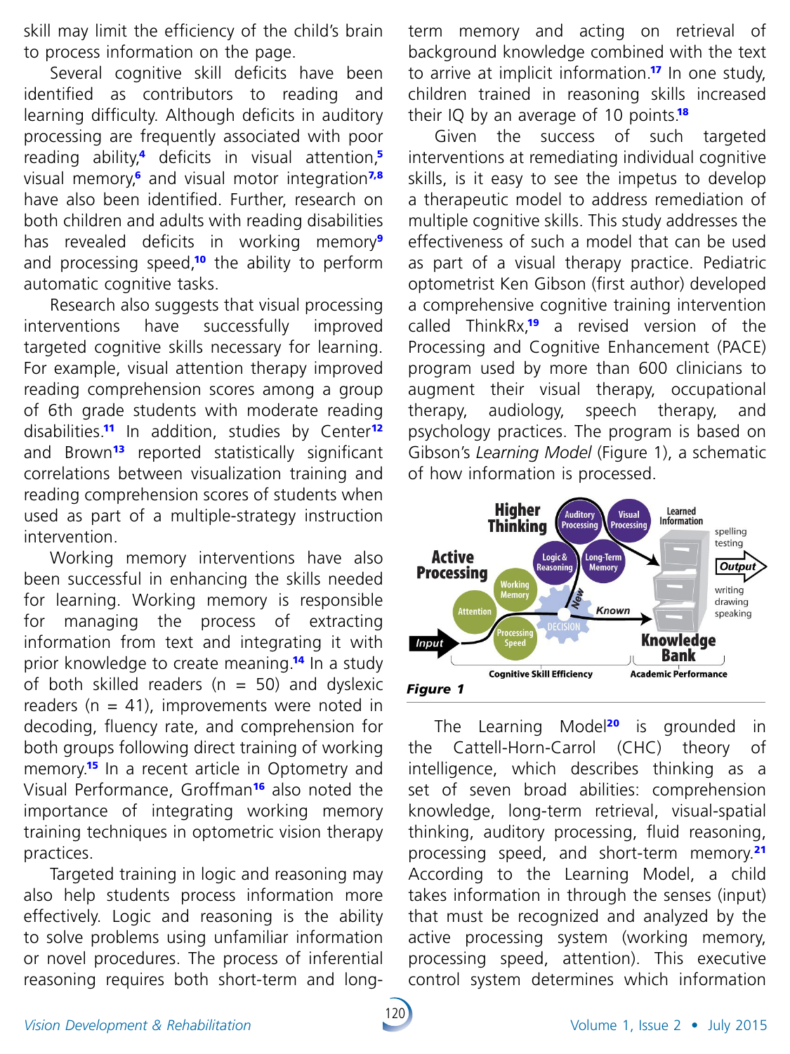skill may limit the efficiency of the child's brain to process information on the page.

Several cognitive skill deficits have been identified as contributors to reading and learning difficulty. Although deficits in auditory processing are frequently associated with poor reading ability,[4] deficits in visual attention,[5] visual memory,[6] and visual motor integration[7,8] have also been identified. Further, research on both children and adults with reading disabilities has revealed deficits in working memory[9] and processing speed,[10] the ability to perform automatic cognitive tasks.

Research also suggests that visual processing interventions have successfully improved targeted cognitive skills necessary for learning. For example, visual attention therapy improved reading comprehension scores among a group of 6th grade students with moderate reading disabilities.[11] In addition, studies by Center[12] and Brown[13] reported statistically significant correlations between visualization training and reading comprehension scores of students when used as part of a multiple-strategy instruction intervention.

Working memory interventions have also been successful in enhancing the skills needed for learning. Working memory is responsible for managing the process of extracting information from text and integrating it with prior knowledge to create meaning.[14] In a study of both skilled readers (n = 50) and dyslexic readers (n = 41), improvements were noted in decoding, fluency rate, and comprehension for both groups following direct training of working memory.[15] In a recent article in Optometry and Visual Performance, Groffman[16] also noted the importance of integrating working memory training techniques in optometric vision therapy practices.

Targeted training in logic and reasoning may also help students process information more effectively. Logic and reasoning is the ability to solve problems using unfamiliar information or novel procedures. The process of inferential reasoning requires both short-term and long-term memory and acting on retrieval of background knowledge combined with the text to arrive at implicit information.[17] In one study, children trained in reasoning skills increased their IQ by an average of 10 points.[18]

Given the success of such targeted interventions at remediating individual cognitive skills, is it easy to see the impetus to develop a therapeutic model to address remediation of multiple cognitive skills. This study addresses the effectiveness of such a model that can be used as part of a visual therapy practice. Pediatric optometrist Ken Gibson (first author) developed a comprehensive cognitive training intervention called ThinkRx,[19] a revised version of the Processing and Cognitive Enhancement (PACE) program used by more than 600 clinicians to augment their visual therapy, occupational therapy, audiology, speech therapy, and psychology practices. The program is based on Gibson's *Learning Model* (Figure 1), a schematic of how information is processed.

*Figure 1*

The Learning Model[20] is grounded in the Cattell-Horn-Carrol (CHC) theory of intelligence, which describes thinking as a set of seven broad abilities: comprehension knowledge, long-term retrieval, visual-spatial thinking, auditory processing, fluid reasoning, processing speed, and short-term memory.[21] According to the Learning Model, a child takes information in through the senses (input) that must be recognized and analyzed by the active processing system (working memory, processing speed, attention). This executive control system determines which information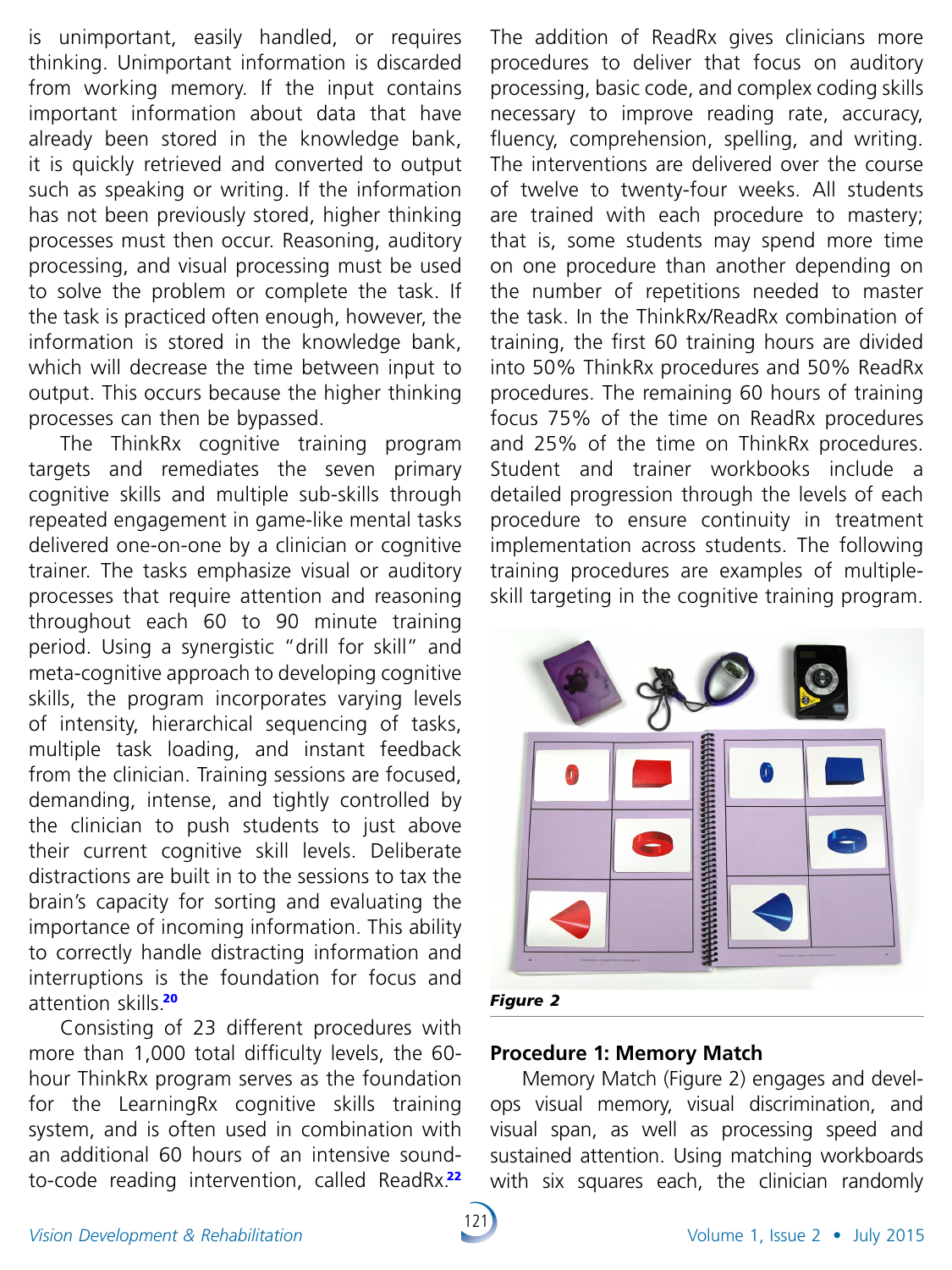is unimportant, easily handled, or requires thinking. Unimportant information is discarded from working memory. If the input contains important information about data that have already been stored in the knowledge bank, it is quickly retrieved and converted to output such as speaking or writing. If the information has not been previously stored, higher thinking processes must then occur. Reasoning, auditory processing, and visual processing must be used to solve the problem or complete the task. If the task is practiced often enough, however, the information is stored in the knowledge bank, which will decrease the time between input to output. This occurs because the higher thinking processes can then be bypassed.

The ThinkRx cognitive training program targets and remediates the seven primary cognitive skills and multiple sub-skills through repeated engagement in game-like mental tasks delivered one-on-one by a clinician or cognitive trainer. The tasks emphasize visual or auditory processes that require attention and reasoning throughout each 60 to 90 minute training period. Using a synergistic "drill for skill" and meta-cognitive approach to developing cognitive skills, the program incorporates varying levels of intensity, hierarchical sequencing of tasks, multiple task loading, and instant feedback from the clinician. Training sessions are focused, demanding, intense, and tightly controlled by the clinician to push students to just above their current cognitive skill levels. Deliberate distractions are built in to the sessions to tax the brain's capacity for sorting and evaluating the importance of incoming information. This ability to correctly handle distracting information and interruptions is the foundation for focus and attention skills.[20]

Consisting of 23 different procedures with more than 1,000 total difficulty levels, the 60-hour ThinkRx program serves as the foundation for the LearningRx cognitive skills training system, and is often used in combination with an additional 60 hours of an intensive sound-to-code reading intervention, called ReadRx.[22] The addition of ReadRx gives clinicians more procedures to deliver that focus on auditory processing, basic code, and complex coding skills necessary to improve reading rate, accuracy, fluency, comprehension, spelling, and writing. The interventions are delivered over the course of twelve to twenty-four weeks. All students are trained with each procedure to mastery; that is, some students may spend more time on one procedure than another depending on the number of repetitions needed to master the task. In the ThinkRx/ReadRx combination of training, the first 60 training hours are divided into 50% ThinkRx procedures and 50% ReadRx procedures. The remaining 60 hours of training focus 75% of the time on ReadRx procedures and 25% of the time on ThinkRx procedures. Student and trainer workbooks include a detailed progression through the levels of each procedure to ensure continuity in treatment implementation across students. The following training procedures are examples of multiple-skill targeting in the cognitive training program.

*Figure 2*

### Procedure 1: Memory Match

Memory Match (Figure 2) engages and develops visual memory, visual discrimination, and visual span, as well as processing speed and sustained attention. Using matching workboards with six squares each, the clinician randomly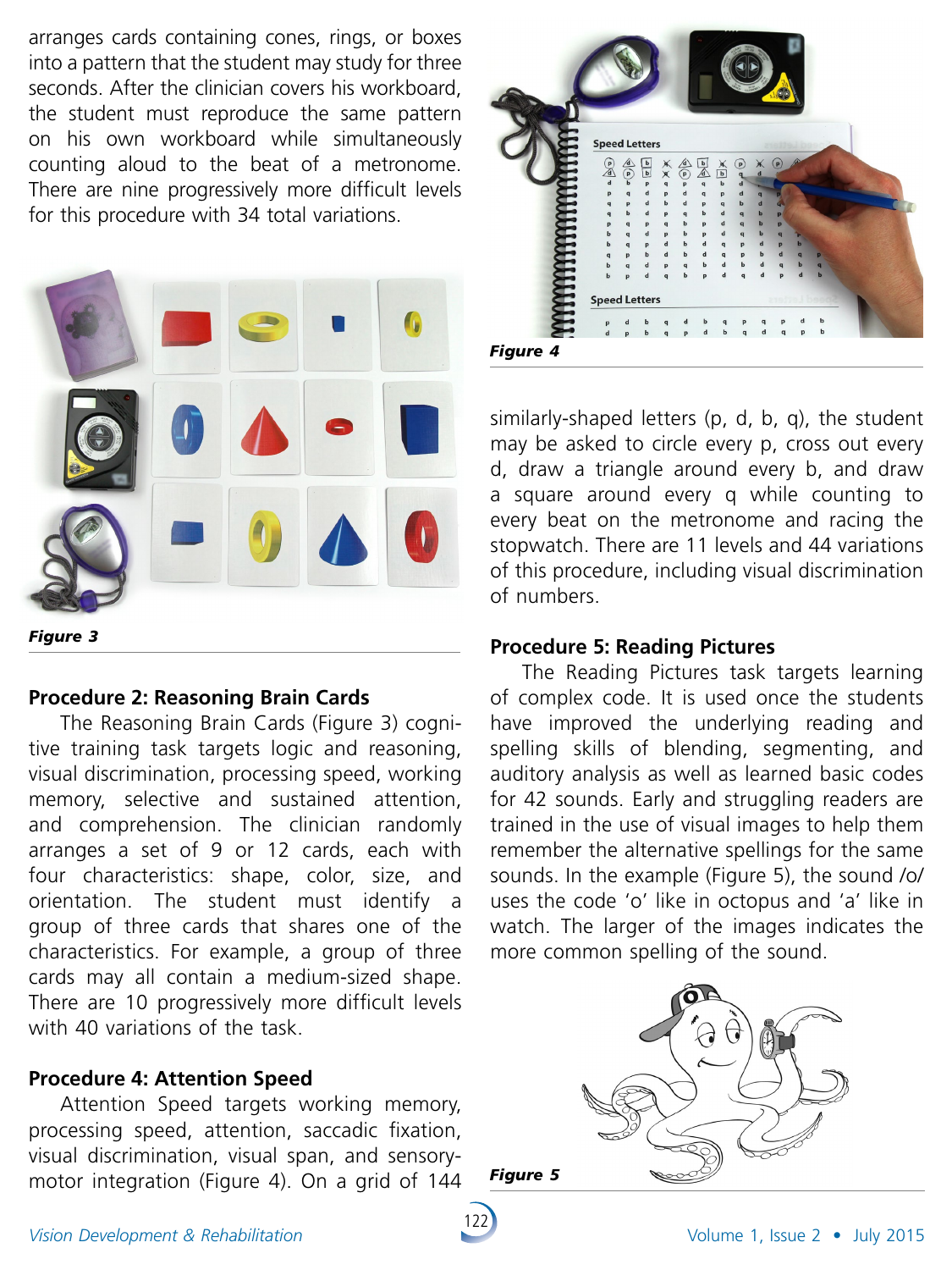arranges cards containing cones, rings, or boxes into a pattern that the student may study for three seconds. After the clinician covers his workboard, the student must reproduce the same pattern on his own workboard while simultaneously counting aloud to the beat of a metronome. There are nine progressively more difficult levels for this procedure with 34 total variations.

***Figure 3***

### Procedure 2: Reasoning Brain Cards

The Reasoning Brain Cards (Figure 3) cognitive training task targets logic and reasoning, visual discrimination, processing speed, working memory, selective and sustained attention, and comprehension. The clinician randomly arranges a set of 9 or 12 cards, each with four characteristics: shape, color, size, and orientation. The student must identify a group of three cards that shares one of the characteristics. For example, a group of three cards may all contain a medium-sized shape. There are 10 progressively more difficult levels with 40 variations of the task.

### Procedure 4: Attention Speed

Attention Speed targets working memory, processing speed, attention, saccadic fixation, visual discrimination, visual span, and sensory-motor integration (Figure 4). On a grid of 144 similarly-shaped letters (p, d, b, q), the student may be asked to circle every p, cross out every d, draw a triangle around every b, and draw a square around every q while counting to every beat on the metronome and racing the stopwatch. There are 11 levels and 44 variations of this procedure, including visual discrimination of numbers.

***Figure 4***

### Procedure 5: Reading Pictures

The Reading Pictures task targets learning of complex code. It is used once the students have improved the underlying reading and spelling skills of blending, segmenting, and auditory analysis as well as learned basic codes for 42 sounds. Early and struggling readers are trained in the use of visual images to help them remember the alternative spellings for the same sounds. In the example (Figure 5), the sound /o/ uses the code 'o' like in octopus and 'a' like in watch. The larger of the images indicates the more common spelling of the sound.

***Figure 5***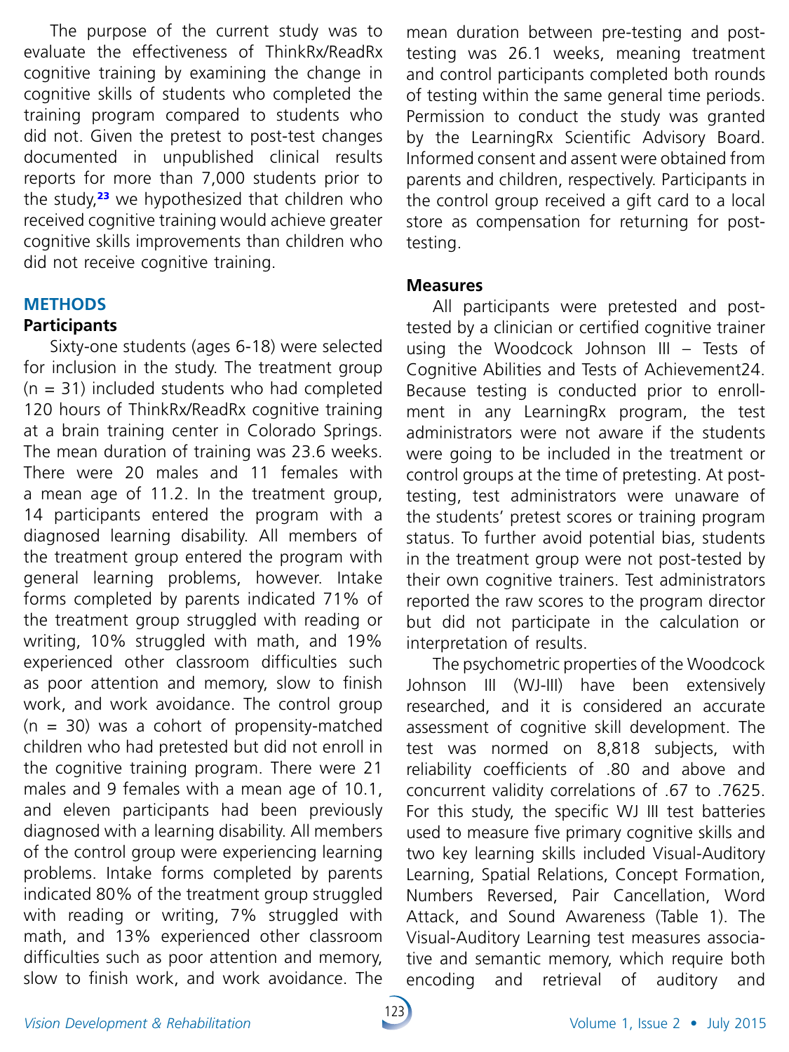The purpose of the current study was to evaluate the effectiveness of ThinkRx/ReadRx cognitive training by examining the change in cognitive skills of students who completed the training program compared to students who did not. Given the pretest to post-test changes documented in unpublished clinical results reports for more than 7,000 students prior to the study,[23] we hypothesized that children who received cognitive training would achieve greater cognitive skills improvements than children who did not receive cognitive training.

## METHODS

### Participants

Sixty-one students (ages 6-18) were selected for inclusion in the study. The treatment group (n = 31) included students who had completed 120 hours of ThinkRx/ReadRx cognitive training at a brain training center in Colorado Springs. The mean duration of training was 23.6 weeks. There were 20 males and 11 females with a mean age of 11.2. In the treatment group, 14 participants entered the program with a diagnosed learning disability. All members of the treatment group entered the program with general learning problems, however. Intake forms completed by parents indicated 71% of the treatment group struggled with reading or writing, 10% struggled with math, and 19% experienced other classroom difficulties such as poor attention and memory, slow to finish work, and work avoidance. The control group (n = 30) was a cohort of propensity-matched children who had pretested but did not enroll in the cognitive training program. There were 21 males and 9 females with a mean age of 10.1, and eleven participants had been previously diagnosed with a learning disability. All members of the control group were experiencing learning problems. Intake forms completed by parents indicated 80% of the treatment group struggled with reading or writing, 7% struggled with math, and 13% experienced other classroom difficulties such as poor attention and memory, slow to finish work, and work avoidance. The mean duration between pre-testing and post-testing was 26.1 weeks, meaning treatment and control participants completed both rounds of testing within the same general time periods. Permission to conduct the study was granted by the LearningRx Scientific Advisory Board. Informed consent and assent were obtained from parents and children, respectively. Participants in the control group received a gift card to a local store as compensation for returning for post-testing.

### Measures

All participants were pretested and post-tested by a clinician or certified cognitive trainer using the Woodcock Johnson III – Tests of Cognitive Abilities and Tests of Achievement24. Because testing is conducted prior to enrollment in any LearningRx program, the test administrators were not aware if the students were going to be included in the treatment or control groups at the time of pretesting. At post-testing, test administrators were unaware of the students' pretest scores or training program status. To further avoid potential bias, students in the treatment group were not post-tested by their own cognitive trainers. Test administrators reported the raw scores to the program director but did not participate in the calculation or interpretation of results.

The psychometric properties of the Woodcock Johnson III (WJ-III) have been extensively researched, and it is considered an accurate assessment of cognitive skill development. The test was normed on 8,818 subjects, with reliability coefficients of .80 and above and concurrent validity correlations of .67 to .7625. For this study, the specific WJ III test batteries used to measure five primary cognitive skills and two key learning skills included Visual-Auditory Learning, Spatial Relations, Concept Formation, Numbers Reversed, Pair Cancellation, Word Attack, and Sound Awareness (Table 1). The Visual-Auditory Learning test measures associative and semantic memory, which require both encoding and retrieval of auditory and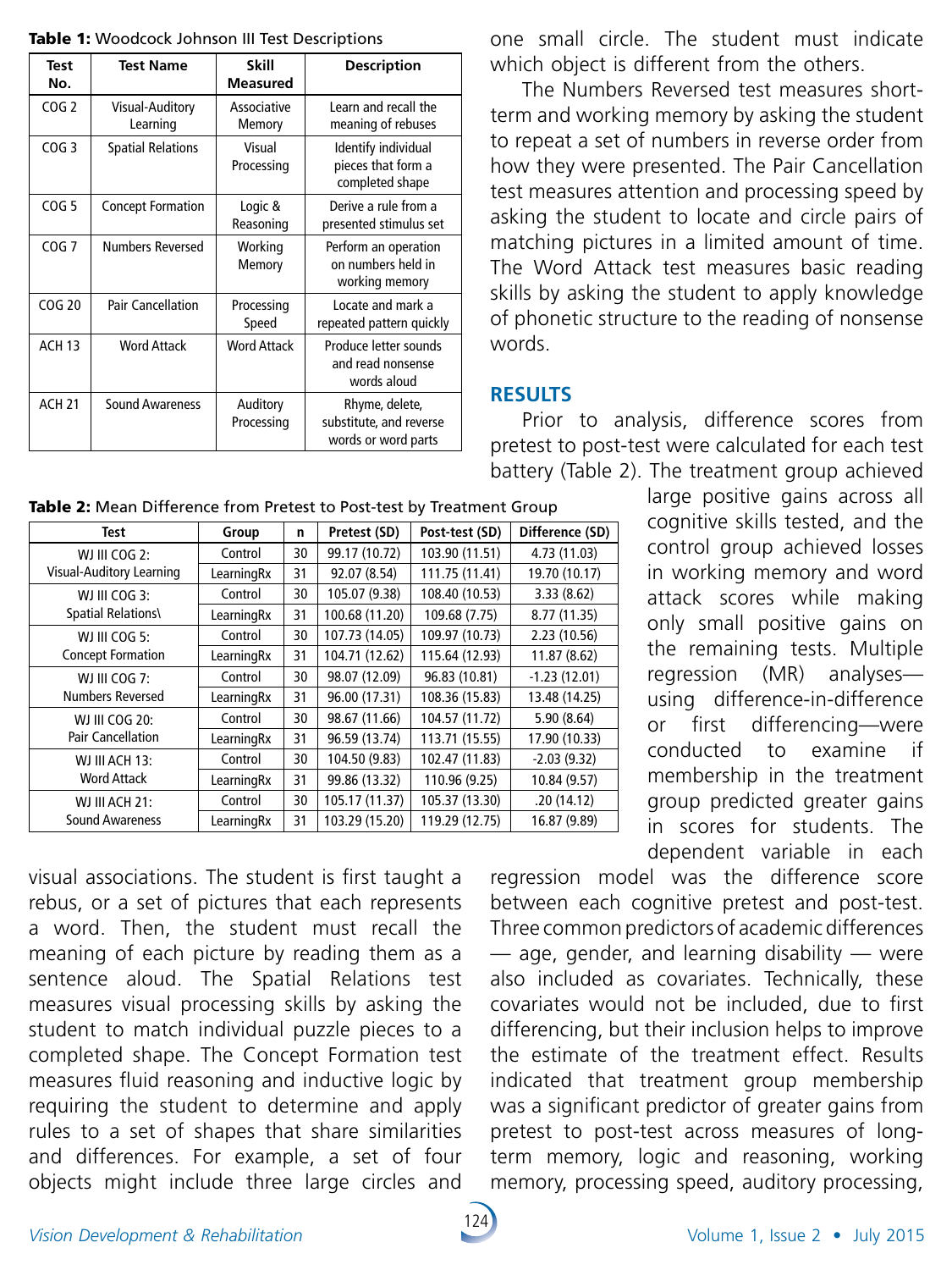**Table 1:** Woodcock Johnson III Test Descriptions

| Test No. | Test Name | Skill Measured | Description |
|---|---|---|---|
| COG 2 | Visual-Auditory Learning | Associative Memory | Learn and recall the meaning of rebuses |
| COG 3 | Spatial Relations | Visual Processing | Identify individual pieces that form a completed shape |
| COG 5 | Concept Formation | Logic & Reasoning | Derive a rule from a presented stimulus set |
| COG 7 | Numbers Reversed | Working Memory | Perform an operation on numbers held in working memory |
| COG 20 | Pair Cancellation | Processing Speed | Locate and mark a repeated pattern quickly |
| ACH 13 | Word Attack | Word Attack | Produce letter sounds and read nonsense words aloud |
| ACH 21 | Sound Awareness | Auditory Processing | Rhyme, delete, substitute, and reverse words or word parts |

**Table 2:** Mean Difference from Pretest to Post-test by Treatment Group

| Test | Group | n | Pretest (SD) | Post-test (SD) | Difference (SD) |
|---|---|---|---|---|---|
| WJ III COG 2: Visual-Auditory Learning | Control | 30 | 99.17 (10.72) | 103.90 (11.51) | 4.73 (11.03) |
| | LearningRx | 31 | 92.07 (8.54) | 111.75 (11.41) | 19.70 (10.17) |
| WJ III COG 3: Spatial Relations\ | Control | 30 | 105.07 (9.38) | 108.40 (10.53) | 3.33 (8.62) |
| | LearningRx | 31 | 100.68 (11.20) | 109.68 (7.75) | 8.77 (11.35) |
| WJ III COG 5: Concept Formation | Control | 30 | 107.73 (14.05) | 109.97 (10.73) | 2.23 (10.56) |
| | LearningRx | 31 | 104.71 (12.62) | 115.64 (12.93) | 11.87 (8.62) |
| WJ III COG 7: Numbers Reversed | Control | 30 | 98.07 (12.09) | 96.83 (10.81) | -1.23 (12.01) |
| | LearningRx | 31 | 96.00 (17.31) | 108.36 (15.83) | 13.48 (14.25) |
| WJ III COG 20: Pair Cancellation | Control | 30 | 98.67 (11.66) | 104.57 (11.72) | 5.90 (8.64) |
| | LearningRx | 31 | 96.59 (13.74) | 113.71 (15.55) | 17.90 (10.33) |
| WJ III ACH 13: Word Attack | Control | 30 | 104.50 (9.83) | 102.47 (11.83) | -2.03 (9.32) |
| | LearningRx | 31 | 99.86 (13.32) | 110.96 (9.25) | 10.84 (9.57) |
| WJ III ACH 21: Sound Awareness | Control | 30 | 105.17 (11.37) | 105.37 (13.30) | .20 (14.12) |
| | LearningRx | 31 | 103.29 (15.20) | 119.29 (12.75) | 16.87 (9.89) |

visual associations. The student is first taught a rebus, or a set of pictures that each represents a word. Then, the student must recall the meaning of each picture by reading them as a sentence aloud. The Spatial Relations test measures visual processing skills by asking the student to match individual puzzle pieces to a completed shape. The Concept Formation test measures fluid reasoning and inductive logic by requiring the student to determine and apply rules to a set of shapes that share similarities and differences. For example, a set of four objects might include three large circles and one small circle. The student must indicate which object is different from the others.

The Numbers Reversed test measures short-term and working memory by asking the student to repeat a set of numbers in reverse order from how they were presented. The Pair Cancellation test measures attention and processing speed by asking the student to locate and circle pairs of matching pictures in a limited amount of time. The Word Attack test measures basic reading skills by asking the student to apply knowledge of phonetic structure to the reading of nonsense words.

## RESULTS

Prior to analysis, difference scores from pretest to post-test were calculated for each test battery (Table 2). The treatment group achieved large positive gains across all cognitive skills tested, and the control group achieved losses in working memory and word attack scores while making only small positive gains on the remaining tests. Multiple regression (MR) analyses—using difference-in-difference or first differencing—were conducted to examine if membership in the treatment group predicted greater gains in scores for students. The dependent variable in each regression model was the difference score between each cognitive pretest and post-test. Three common predictors of academic differences — age, gender, and learning disability — were also included as covariates. Technically, these covariates would not be included, due to first differencing, but their inclusion helps to improve the estimate of the treatment effect. Results indicated that treatment group membership was a significant predictor of greater gains from pretest to post-test across measures of long-term memory, logic and reasoning, working memory, processing speed, auditory processing,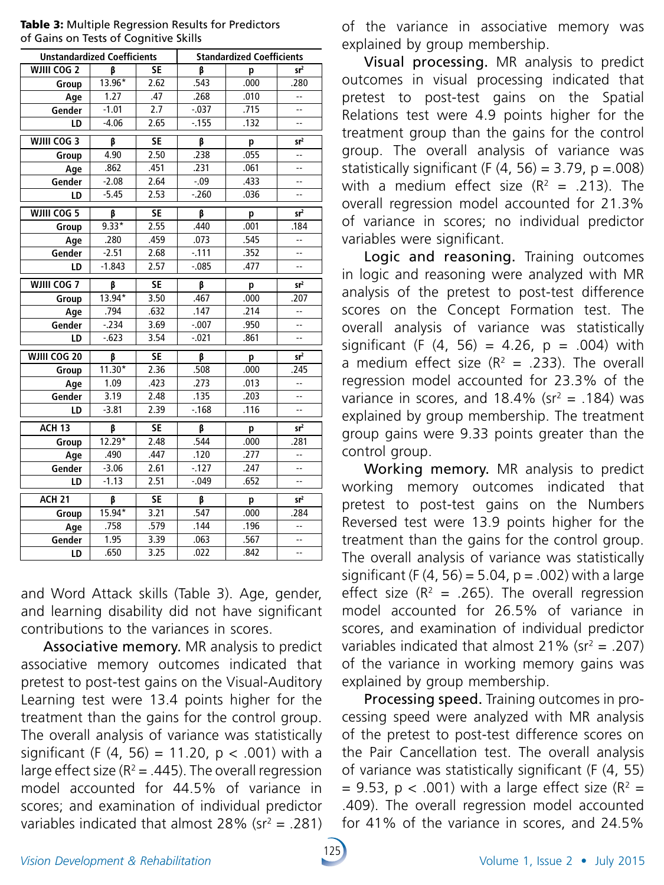**Table 3:** Multiple Regression Results for Predictors of Gains on Tests of Cognitive Skills

| | Unstandardized Coefficients | | Standardized Coefficients | | |
|---|---|---|---|---|---|
| **WJIII COG 2** | β | SE | β | p | $sr^2$ |
| Group | 13.96* | 2.62 | .543 | .000 | .280 |
| Age | 1.27 | .47 | .268 | .010 | -- |
| Gender | -1.01 | 2.7 | -.037 | .715 | -- |
| LD | -4.06 | 2.65 | -.155 | .132 | -- |
| **WJIII COG 3** | β | SE | β | p | $sr^2$ |
| Group | 4.90 | 2.50 | .238 | .055 | -- |
| Age | .862 | .451 | .231 | .061 | -- |
| Gender | -2.08 | 2.64 | -.09 | .433 | -- |
| LD | -5.45 | 2.53 | -.260 | .036 | -- |
| **WJIII COG 5** | β | SE | β | p | $sr^2$ |
| Group | 9.33* | 2.55 | .440 | .001 | .184 |
| Age | .280 | .459 | .073 | .545 | -- |
| Gender | -2.51 | 2.68 | -.111 | .352 | -- |
| LD | -1.843 | 2.57 | -.085 | .477 | -- |
| **WJIII COG 7** | β | SE | β | p | $sr^2$ |
| Group | 13.94* | 3.50 | .467 | .000 | .207 |
| Age | .794 | .632 | .147 | .214 | -- |
| Gender | -.234 | 3.69 | -.007 | .950 | -- |
| LD | -.623 | 3.54 | -.021 | .861 | -- |
| **WJIII COG 20** | β | SE | β | p | $sr^2$ |
| Group | 11.30* | 2.36 | .508 | .000 | .245 |
| Age | 1.09 | .423 | .273 | .013 | -- |
| Gender | 3.19 | 2.48 | .135 | .203 | -- |
| LD | -3.81 | 2.39 | -.168 | .116 | -- |
| **ACH 13** | β | SE | β | p | $sr^2$ |
| Group | 12.29* | 2.48 | .544 | .000 | .281 |
| Age | .490 | .447 | .120 | .277 | -- |
| Gender | -3.06 | 2.61 | -.127 | .247 | -- |
| LD | -1.13 | 2.51 | -.049 | .652 | -- |
| **ACH 21** | β | SE | β | p | $sr^2$ |
| Group | 15.94* | 3.21 | .547 | .000 | .284 |
| Age | .758 | .579 | .144 | .196 | -- |
| Gender | 1.95 | 3.39 | .063 | .567 | -- |
| LD | .650 | 3.25 | .022 | .842 | -- |

and Word Attack skills (Table 3). Age, gender, and learning disability did not have significant contributions to the variances in scores.

**Associative memory.** MR analysis to predict associative memory outcomes indicated that pretest to post-test gains on the Visual-Auditory Learning test were 13.4 points higher for the treatment than the gains for the control group. The overall analysis of variance was statistically significant ($F(4, 56) = 11.20$, $p < .001$) with a large effect size ($R^2 = .445$). The overall regression model accounted for 44.5% of variance in scores; and examination of individual predictor variables indicated that almost 28% ($sr^2 = .281$) of the variance in associative memory was explained by group membership.

**Visual processing.** MR analysis to predict outcomes in visual processing indicated that pretest to post-test gains on the Spatial Relations test were 4.9 points higher for the treatment group than the gains for the control group. The overall analysis of variance was statistically significant ($F(4, 56) = 3.79$, $p = .008$) with a medium effect size ($R^2 = .213$). The overall regression model accounted for 21.3% of variance in scores; no individual predictor variables were significant.

**Logic and reasoning.** Training outcomes in logic and reasoning were analyzed with MR analysis of the pretest to post-test difference scores on the Concept Formation test. The overall analysis of variance was statistically significant ($F(4, 56) = 4.26$, $p = .004$) with a medium effect size ($R^2 = .233$). The overall regression model accounted for 23.3% of the variance in scores, and 18.4% ($sr^2 = .184$) was explained by group membership. The treatment group gains were 9.33 points greater than the control group.

**Working memory.** MR analysis to predict working memory outcomes indicated that pretest to post-test gains on the Numbers Reversed test were 13.9 points higher for the treatment than the gains for the control group. The overall analysis of variance was statistically significant ($F(4, 56) = 5.04$, $p = .002$) with a large effect size ($R^2 = .265$). The overall regression model accounted for 26.5% of variance in scores, and examination of individual predictor variables indicated that almost 21% ($sr^2 = .207$) of the variance in working memory gains was explained by group membership.

**Processing speed.** Training outcomes in processing speed were analyzed with MR analysis of the pretest to post-test difference scores on the Pair Cancellation test. The overall analysis of variance was statistically significant ($F(4, 55) = 9.53$, $p < .001$) with a large effect size ($R^2 = .409$). The overall regression model accounted for 41% of the variance in scores, and 24.5%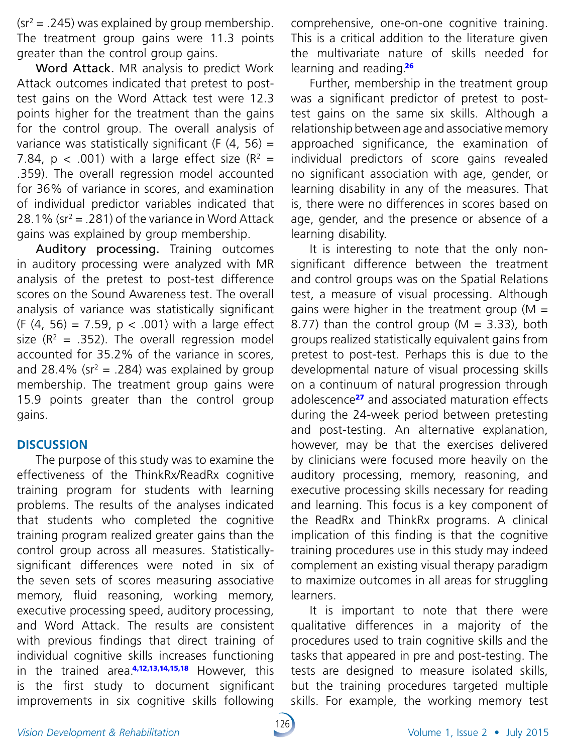($sr^2$ = .245) was explained by group membership. The treatment group gains were 11.3 points greater than the control group gains.

Word Attack. MR analysis to predict Work Attack outcomes indicated that pretest to post-test gains on the Word Attack test were 12.3 points higher for the treatment than the gains for the control group. The overall analysis of variance was statistically significant ($F (4, 56) = 7.84$, $p < .001$) with a large effect size ($R^2$ = .359). The overall regression model accounted for 36% of variance in scores, and examination of individual predictor variables indicated that 28.1% ($sr^2$ = .281) of the variance in Word Attack gains was explained by group membership.

Auditory processing. Training outcomes in auditory processing were analyzed with MR analysis of the pretest to post-test difference scores on the Sound Awareness test. The overall analysis of variance was statistically significant ($F (4, 56) = 7.59$, $p < .001$) with a large effect size ($R^2$ = .352). The overall regression model accounted for 35.2% of the variance in scores, and 28.4% ($sr^2$ = .284) was explained by group membership. The treatment group gains were 15.9 points greater than the control group gains.

## DISCUSSION

The purpose of this study was to examine the effectiveness of the ThinkRx/ReadRx cognitive training program for students with learning problems. The results of the analyses indicated that students who completed the cognitive training program realized greater gains than the control group across all measures. Statistically-significant differences were noted in six of the seven sets of scores measuring associative memory, fluid reasoning, working memory, executive processing speed, auditory processing, and Word Attack. The results are consistent with previous findings that direct training of individual cognitive skills increases functioning in the trained area.[4,12,13,14,15,18] However, this is the first study to document significant improvements in six cognitive skills following comprehensive, one-on-one cognitive training. This is a critical addition to the literature given the multivariate nature of skills needed for learning and reading.[26]

Further, membership in the treatment group was a significant predictor of pretest to post-test gains on the same six skills. Although a relationship between age and associative memory approached significance, the examination of individual predictors of score gains revealed no significant association with age, gender, or learning disability in any of the measures. That is, there were no differences in scores based on age, gender, and the presence or absence of a learning disability.

It is interesting to note that the only non-significant difference between the treatment and control groups was on the Spatial Relations test, a measure of visual processing. Although gains were higher in the treatment group ($M$ = 8.77) than the control group ($M$ = 3.33), both groups realized statistically equivalent gains from pretest to post-test. Perhaps this is due to the developmental nature of visual processing skills on a continuum of natural progression through adolescence[27] and associated maturation effects during the 24-week period between pretesting and post-testing. An alternative explanation, however, may be that the exercises delivered by clinicians were focused more heavily on the auditory processing, memory, reasoning, and executive processing skills necessary for reading and learning. This focus is a key component of the ReadRx and ThinkRx programs. A clinical implication of this finding is that the cognitive training procedures use in this study may indeed complement an existing visual therapy paradigm to maximize outcomes in all areas for struggling learners.

It is important to note that there were qualitative differences in a majority of the procedures used to train cognitive skills and the tasks that appeared in pre and post-testing. The tests are designed to measure isolated skills, but the training procedures targeted multiple skills. For example, the working memory test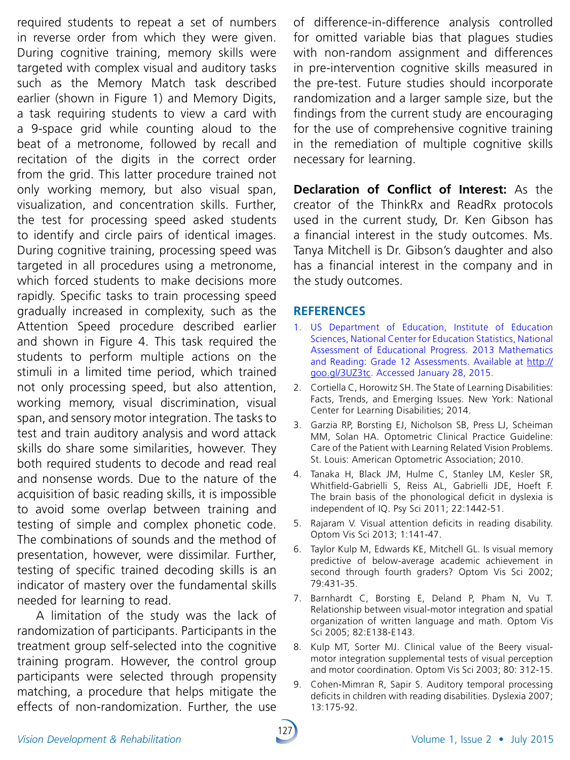required students to repeat a set of numbers in reverse order from which they were given. During cognitive training, memory skills were targeted with complex visual and auditory tasks such as the Memory Match task described earlier (shown in Figure 1) and Memory Digits, a task requiring students to view a card with a 9-space grid while counting aloud to the beat of a metronome, followed by recall and recitation of the digits in the correct order from the grid. This latter procedure trained not only working memory, but also visual span, visualization, and concentration skills. Further, the test for processing speed asked students to identify and circle pairs of identical images. During cognitive training, processing speed was targeted in all procedures using a metronome, which forced students to make decisions more rapidly. Specific tasks to train processing speed gradually increased in complexity, such as the Attention Speed procedure described earlier and shown in Figure 4. This task required the students to perform multiple actions on the stimuli in a limited time period, which trained not only processing speed, but also attention, working memory, visual discrimination, visual span, and sensory motor integration. The tasks to test and train auditory analysis and word attack skills do share some similarities, however. They both required students to decode and read real and nonsense words. Due to the nature of the acquisition of basic reading skills, it is impossible to avoid some overlap between training and testing of simple and complex phonetic code. The combinations of sounds and the method of presentation, however, were dissimilar. Further, testing of specific trained decoding skills is an indicator of mastery over the fundamental skills needed for learning to read.

A limitation of the study was the lack of randomization of participants. Participants in the treatment group self-selected into the cognitive training program. However, the control group participants were selected through propensity matching, a procedure that helps mitigate the effects of non-randomization. Further, the use of difference-in-difference analysis controlled for omitted variable bias that plagues studies with non-random assignment and differences in pre-intervention cognitive skills measured in the pre-test. Future studies should incorporate randomization and a larger sample size, but the findings from the current study are encouraging for the use of comprehensive cognitive training in the remediation of multiple cognitive skills necessary for learning.

**Declaration of Conflict of Interest:** As the creator of the ThinkRx and ReadRx protocols used in the current study, Dr. Ken Gibson has a financial interest in the study outcomes. Ms. Tanya Mitchell is Dr. Gibson's daughter and also has a financial interest in the company and in the study outcomes.

## REFERENCES

1. US Department of Education, Institute of Education Sciences, National Center for Education Statistics, National Assessment of Educational Progress. 2013 Mathematics and Reading: Grade 12 Assessments. Available at http://goo.gl/3UZ3tc. Accessed January 28, 2015.
2. Cortiella C, Horowitz SH. The State of Learning Disabilities: Facts, Trends, and Emerging Issues. New York: National Center for Learning Disabilities; 2014.
3. Garzia RP, Borsting EJ, Nicholson SB, Press LJ, Scheiman MM, Solan HA. Optometric Clinical Practice Guideline: Care of the Patient with Learning Related Vision Problems. St. Louis: American Optometric Association; 2010.
4. Tanaka H, Black JM, Hulme C, Stanley LM, Kesler SR, Whitfield-Gabrielli S, Reiss AL, Gabrielli JDE, Hoeft F. The brain basis of the phonological deficit in dyslexia is independent of IQ. Psy Sci 2011; 22:1442-51.
5. Rajaram V. Visual attention deficits in reading disability. Optom Vis Sci 2013; 1:141-47.
6. Taylor Kulp M, Edwards KE, Mitchell GL. Is visual memory predictive of below-average academic achievement in second through fourth graders? Optom Vis Sci 2002; 79:431-35.
7. Barnhardt C, Borsting E, Deland P, Pham N, Vu T. Relationship between visual-motor integration and spatial organization of written language and math. Optom Vis Sci 2005; 82:E138-E143.
8. Kulp MT, Sorter MJ. Clinical value of the Beery visual-motor integration supplemental tests of visual perception and motor coordination. Optom Vis Sci 2003; 80: 312-15.
9. Cohen-Mimran R, Sapir S. Auditory temporal processing deficits in children with reading disabilities. Dyslexia 2007; 13:175-92.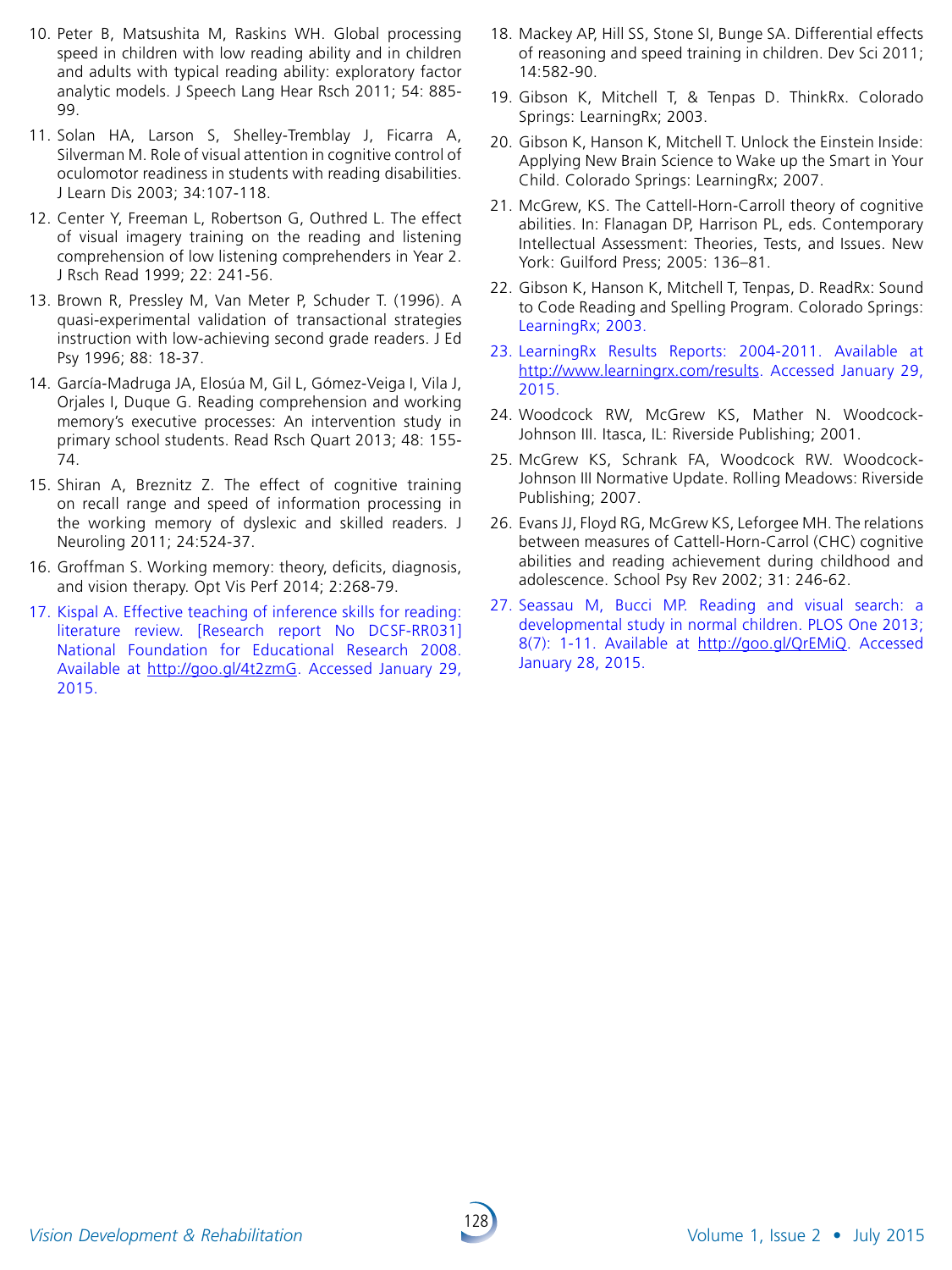10. Peter B, Matsushita M, Raskins WH. Global processing speed in children with low reading ability and in children and adults with typical reading ability: exploratory factor analytic models. J Speech Lang Hear Rsch 2011; 54: 885-99.
11. Solan HA, Larson S, Shelley-Tremblay J, Ficarra A, Silverman M. Role of visual attention in cognitive control of oculomotor readiness in students with reading disabilities. J Learn Dis 2003; 34:107-118.
12. Center Y, Freeman L, Robertson G, Outhred L. The effect of visual imagery training on the reading and listening comprehension of low listening comprehenders in Year 2. J Rsch Read 1999; 22: 241-56.
13. Brown R, Pressley M, Van Meter P, Schuder T. (1996). A quasi-experimental validation of transactional strategies instruction with low-achieving second grade readers. J Ed Psy 1996; 88: 18-37.
14. García-Madruga JA, Elosúa M, Gil L, Gómez-Veiga I, Vila J, Orjales I, Duque G. Reading comprehension and working memory's executive processes: An intervention study in primary school students. Read Rsch Quart 2013; 48: 155-74.
15. Shiran A, Breznitz Z. The effect of cognitive training on recall range and speed of information processing in the working memory of dyslexic and skilled readers. J Neuroling 2011; 24:524-37.
16. Groffman S. Working memory: theory, deficits, diagnosis, and vision therapy. Opt Vis Perf 2014; 2:268-79.
17. Kispal A. Effective teaching of inference skills for reading: literature review. [Research report No DCSF-RR031] National Foundation for Educational Research 2008. Available at http://goo.gl/4t2zmG. Accessed January 29, 2015.
18. Mackey AP, Hill SS, Stone SI, Bunge SA. Differential effects of reasoning and speed training in children. Dev Sci 2011; 14:582-90.
19. Gibson K, Mitchell T, & Tenpas D. ThinkRx. Colorado Springs: LearningRx; 2003.
20. Gibson K, Hanson K, Mitchell T. Unlock the Einstein Inside: Applying New Brain Science to Wake up the Smart in Your Child. Colorado Springs: LearningRx; 2007.
21. McGrew, KS. The Cattell-Horn-Carroll theory of cognitive abilities. In: Flanagan DP, Harrison PL, eds. Contemporary Intellectual Assessment: Theories, Tests, and Issues. New York: Guilford Press; 2005: 136–81.
22. Gibson K, Hanson K, Mitchell T, Tenpas, D. ReadRx: Sound to Code Reading and Spelling Program. Colorado Springs: LearningRx; 2003.
23. LearningRx Results Reports: 2004-2011. Available at http://www.learningrx.com/results. Accessed January 29, 2015.
24. Woodcock RW, McGrew KS, Mather N. Woodcock-Johnson III. Itasca, IL: Riverside Publishing; 2001.
25. McGrew KS, Schrank FA, Woodcock RW. Woodcock-Johnson III Normative Update. Rolling Meadows: Riverside Publishing; 2007.
26. Evans JJ, Floyd RG, McGrew KS, Leforgee MH. The relations between measures of Cattell-Horn-Carrol (CHC) cognitive abilities and reading achievement during childhood and adolescence. School Psy Rev 2002; 31: 246-62.
27. Seassau M, Bucci MP. Reading and visual search: a developmental study in normal children. PLOS One 2013; 8(7): 1-11. Available at http://goo.gl/QrEMiQ. Accessed January 28, 2015.